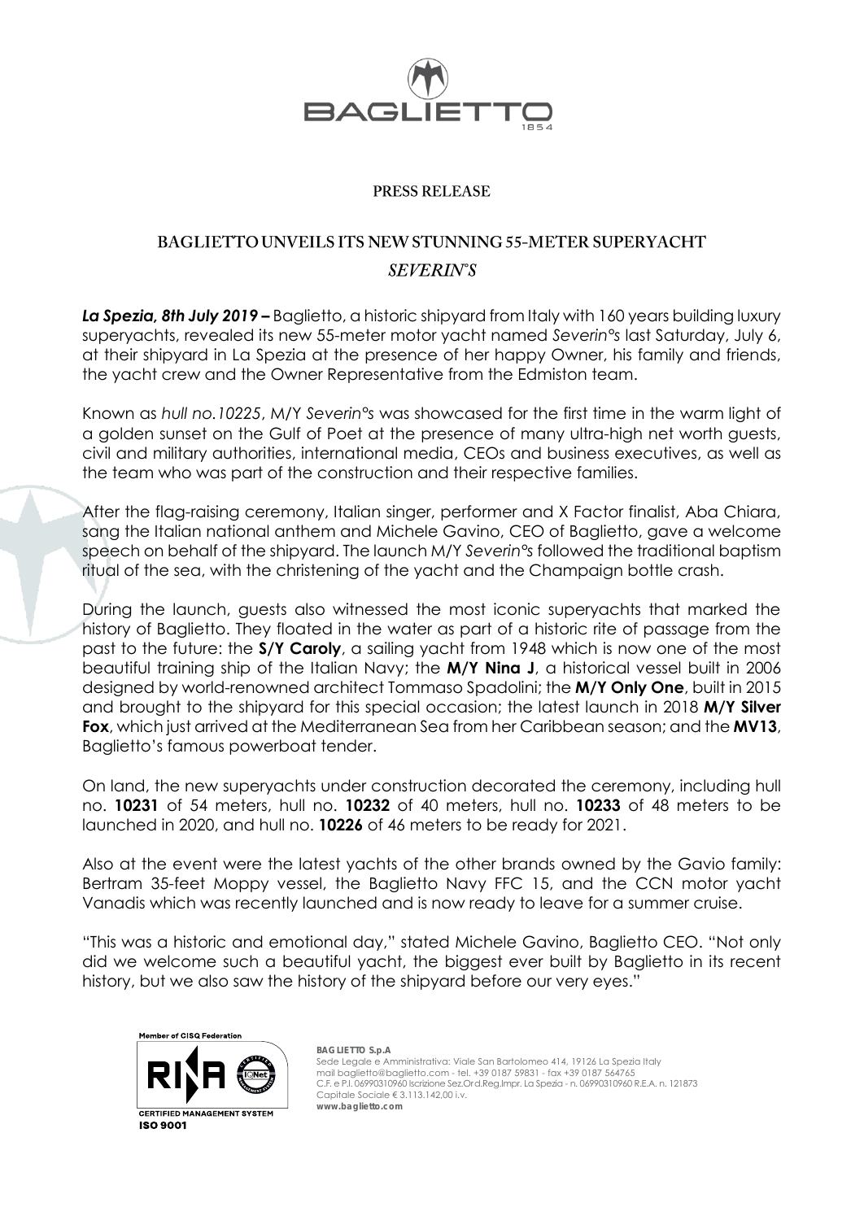BAGLIETTO 1854

PRESS RELEASE

# BAGLIETTO UNVEILS ITS NEW STUNNING 55-METER SUPERYACHT *SEVERIN°S*

***La Spezia, 8th July 2019 –*** Baglietto, a historic shipyard from Italy with 160 years building luxury superyachts, revealed its new 55-meter motor yacht named *Severin°s* last Saturday, July 6, at their shipyard in La Spezia at the presence of her happy Owner, his family and friends, the yacht crew and the Owner Representative from the Edmiston team.

Known as *hull no.10225*, M/Y *Severin°s* was showcased for the first time in the warm light of a golden sunset on the Gulf of Poet at the presence of many ultra-high net worth guests, civil and military authorities, international media, CEOs and business executives, as well as the team who was part of the construction and their respective families.

After the flag-raising ceremony, Italian singer, performer and X Factor finalist, Aba Chiara, sang the Italian national anthem and Michele Gavino, CEO of Baglietto, gave a welcome speech on behalf of the shipyard. The launch M/Y *Severin°s* followed the traditional baptism ritual of the sea, with the christening of the yacht and the Champaign bottle crash.

During the launch, guests also witnessed the most iconic superyachts that marked the history of Baglietto. They floated in the water as part of a historic rite of passage from the past to the future: the **S/Y Caroly**, a sailing yacht from 1948 which is now one of the most beautiful training ship of the Italian Navy; the **M/Y Nina J**, a historical vessel built in 2006 designed by world-renowned architect Tommaso Spadolini; the **M/Y Only One**, built in 2015 and brought to the shipyard for this special occasion; the latest launch in 2018 **M/Y Silver Fox**, which just arrived at the Mediterranean Sea from her Caribbean season; and the **MV13**, Baglietto's famous powerboat tender.

On land, the new superyachts under construction decorated the ceremony, including hull no. **10231** of 54 meters, hull no. **10232** of 40 meters, hull no. **10233** of 48 meters to be launched in 2020, and hull no. **10226** of 46 meters to be ready for 2021.

Also at the event were the latest yachts of the other brands owned by the Gavio family: Bertram 35-feet Moppy vessel, the Baglietto Navy FFC 15, and the CCN motor yacht Vanadis which was recently launched and is now ready to leave for a summer cruise.

"This was a historic and emotional day," stated Michele Gavino, Baglietto CEO. "Not only did we welcome such a beautiful yacht, the biggest ever built by Baglietto in its recent history, but we also saw the history of the shipyard before our very eyes."

Member of CISQ Federation
RINA
CERTIFIED MANAGEMENT SYSTEM
ISO 9001

**BAGLIETTO S.p.A**
Sede Legale e Amministrativa: Viale San Bartolomeo 414, 19126 La Spezia Italy
mail baglietto@baglietto.com - tel. +39 0187 59831 - fax +39 0187 564765
C.F. e P.I. 06990310960 Iscrizione Sez.Ord.Reg.Impr. La Spezia - n. 06990310960 R.E.A. n. 121873
Capitale Sociale € 3.113.142,00 i.v.
**www.baglietto.com**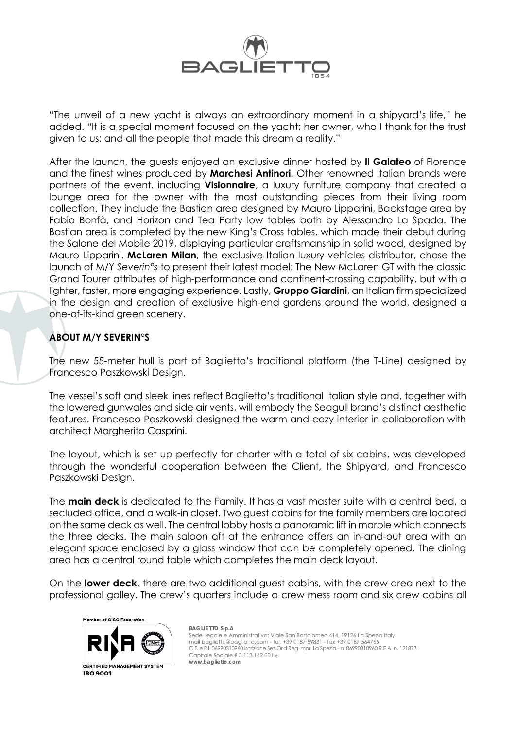"The unveil of a new yacht is always an extraordinary moment in a shipyard's life," he added. "It is a special moment focused on the yacht; her owner, who I thank for the trust given to us; and all the people that made this dream a reality."

After the launch, the guests enjoyed an exclusive dinner hosted by **Il Galateo** of Florence and the finest wines produced by **Marchesi Antinori.** Other renowned Italian brands were partners of the event, including **Visionnaire**, a luxury furniture company that created a lounge area for the owner with the most outstanding pieces from their living room collection. They include the Bastian area designed by Mauro Lipparini, Backstage area by Fabio Bonfà, and Horizon and Tea Party low tables both by Alessandro La Spada. The Bastian area is completed by the new King's Cross tables, which made their debut during the Salone del Mobile 2019, displaying particular craftsmanship in solid wood, designed by Mauro Lipparini. **McLaren Milan**, the exclusive Italian luxury vehicles distributor, chose the launch of M/Y *Severin°s* to present their latest model: The New McLaren GT with the classic Grand Tourer attributes of high-performance and continent-crossing capability, but with a lighter, faster, more engaging experience. Lastly, **Gruppo Giardini**, an Italian firm specialized in the design and creation of exclusive high-end gardens around the world, designed a one-of-its-kind green scenery.

## ABOUT M/Y SEVERIN°S

The new 55-meter hull is part of Baglietto's traditional platform (the T-Line) designed by Francesco Paszkowski Design.

The vessel's soft and sleek lines reflect Baglietto's traditional Italian style and, together with the lowered gunwales and side air vents, will embody the Seagull brand's distinct aesthetic features. Francesco Paszkowski designed the warm and cozy interior in collaboration with architect Margherita Casprini.

The layout, which is set up perfectly for charter with a total of six cabins, was developed through the wonderful cooperation between the Client, the Shipyard, and Francesco Paszkowski Design.

The **main deck** is dedicated to the Family. It has a vast master suite with a central bed, a secluded office, and a walk-in closet. Two guest cabins for the family members are located on the same deck as well. The central lobby hosts a panoramic lift in marble which connects the three decks. The main saloon aft at the entrance offers an in-and-out area with an elegant space enclosed by a glass window that can be completely opened. The dining area has a central round table which completes the main deck layout.

On the **lower deck,** there are two additional guest cabins, with the crew area next to the professional galley. The crew's quarters include a crew mess room and six crew cabins all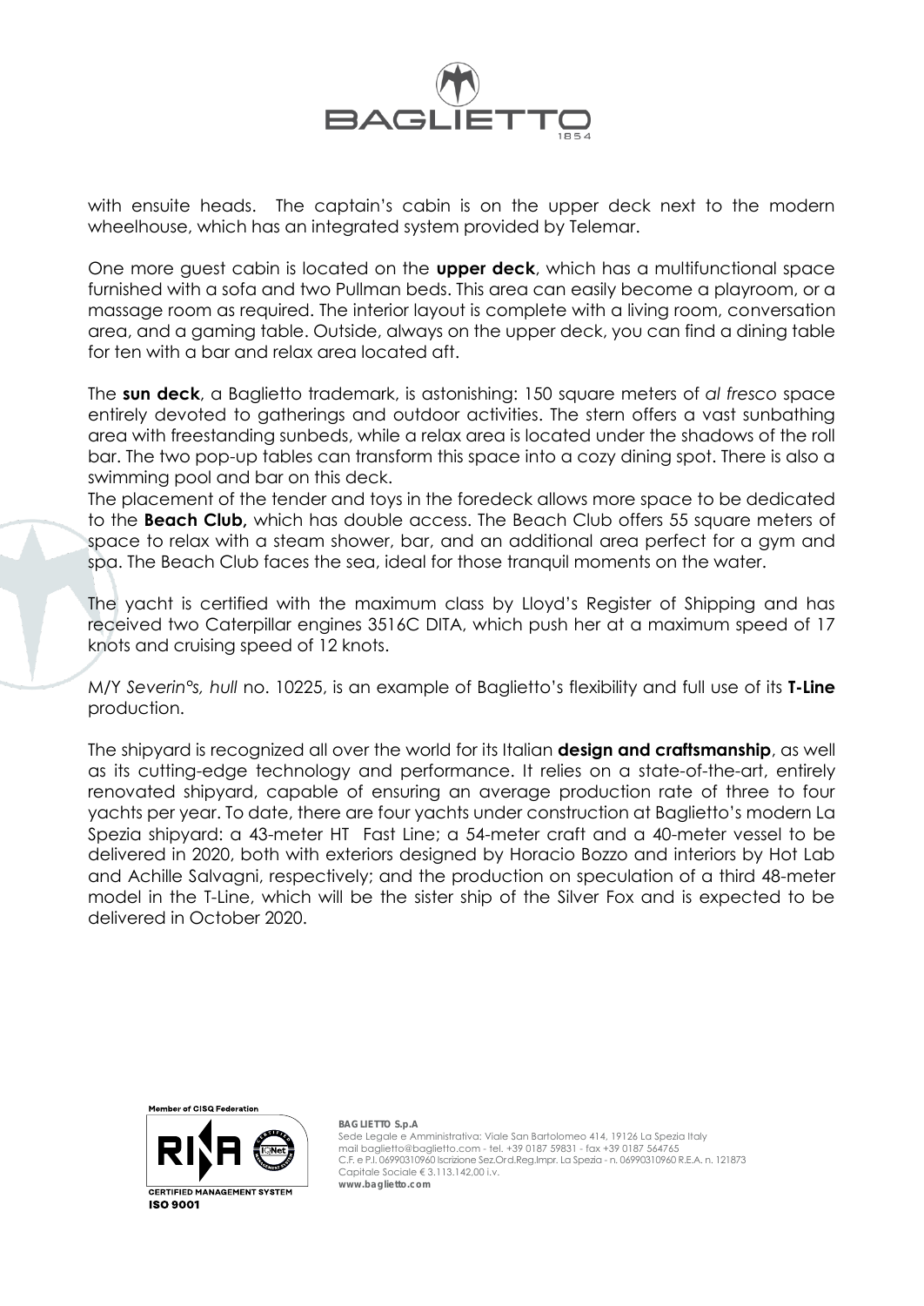with ensuite heads. The captain's cabin is on the upper deck next to the modern wheelhouse, which has an integrated system provided by Telemar.

One more guest cabin is located on the **upper deck**, which has a multifunctional space furnished with a sofa and two Pullman beds. This area can easily become a playroom, or a massage room as required. The interior layout is complete with a living room, conversation area, and a gaming table. Outside, always on the upper deck, you can find a dining table for ten with a bar and relax area located aft.

The **sun deck**, a Baglietto trademark, is astonishing: 150 square meters of *al fresco* space entirely devoted to gatherings and outdoor activities. The stern offers a vast sunbathing area with freestanding sunbeds, while a relax area is located under the shadows of the roll bar. The two pop-up tables can transform this space into a cozy dining spot. There is also a swimming pool and bar on this deck.
The placement of the tender and toys in the foredeck allows more space to be dedicated to the **Beach Club,** which has double access. The Beach Club offers 55 square meters of space to relax with a steam shower, bar, and an additional area perfect for a gym and spa. The Beach Club faces the sea, ideal for those tranquil moments on the water.

The yacht is certified with the maximum class by Lloyd's Register of Shipping and has received two Caterpillar engines 3516C DITA, which push her at a maximum speed of 17 knots and cruising speed of 12 knots.

M/Y *Severin°s, hull* no. 10225, is an example of Baglietto's flexibility and full use of its **T-Line** production.

The shipyard is recognized all over the world for its Italian **design and craftsmanship**, as well as its cutting-edge technology and performance. It relies on a state-of-the-art, entirely renovated shipyard, capable of ensuring an average production rate of three to four yachts per year. To date, there are four yachts under construction at Baglietto's modern La Spezia shipyard: a 43-meter HT Fast Line; a 54-meter craft and a 40-meter vessel to be delivered in 2020, both with exteriors designed by Horacio Bozzo and interiors by Hot Lab and Achille Salvagni, respectively; and the production on speculation of a third 48-meter model in the T-Line, which will be the sister ship of the Silver Fox and is expected to be delivered in October 2020.

**BAGLIETTO S.p.A**
Sede Legale e Amministrativa: Viale San Bartolomeo 414, 19126 La Spezia Italy
mail baglietto@baglietto.com - tel. +39 0187 59831 - fax +39 0187 564765
C.F. e P.I. 06990310960 Iscrizione Sez.Ord.Reg.Impr. La Spezia - n. 06990310960 R.E.A. n. 121873
Capitale Sociale € 3.113.142,00 i.v.
**www.baglietto.com**

Member of CISQ Federation
CERTIFIED MANAGEMENT SYSTEM
ISO 9001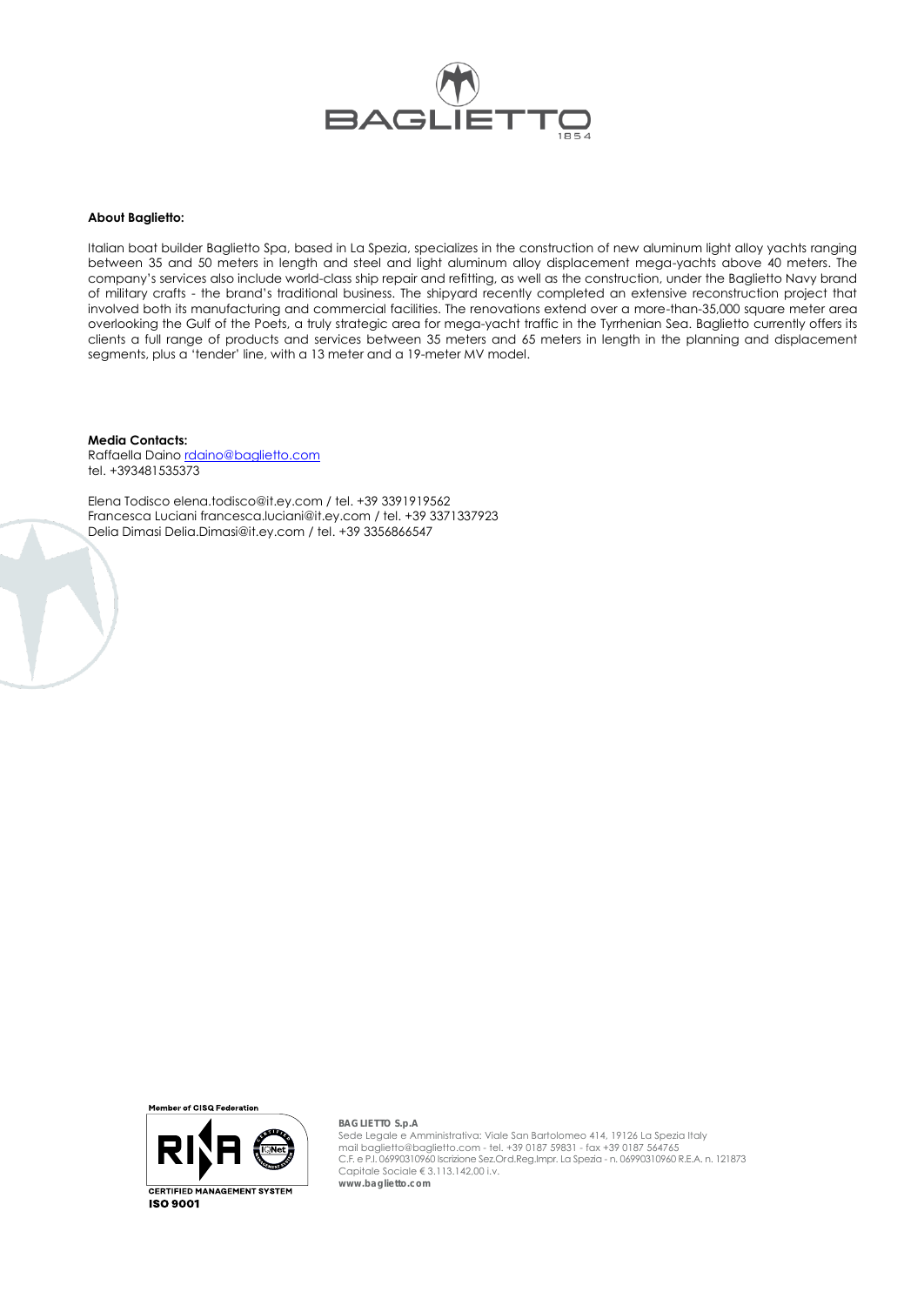**About Baglietto:**

Italian boat builder Baglietto Spa, based in La Spezia, specializes in the construction of new aluminum light alloy yachts ranging between 35 and 50 meters in length and steel and light aluminum alloy displacement mega-yachts above 40 meters. The company's services also include world-class ship repair and refitting, as well as the construction, under the Baglietto Navy brand of military crafts - the brand's traditional business. The shipyard recently completed an extensive reconstruction project that involved both its manufacturing and commercial facilities. The renovations extend over a more-than-35,000 square meter area overlooking the Gulf of the Poets, a truly strategic area for mega-yacht traffic in the Tyrrhenian Sea. Baglietto currently offers its clients a full range of products and services between 35 meters and 65 meters in length in the planning and displacement segments, plus a 'tender' line, with a 13 meter and a 19-meter MV model.

**Media Contacts:**
Raffaella Daino rdaino@baglietto.com
tel. +393481535373

Elena Todisco elena.todisco@it.ey.com / tel. +39 3391919562
Francesca Luciani francesca.luciani@it.ey.com / tel. +39 3371337923
Delia Dimasi Delia.Dimasi@it.ey.com / tel. +39 3356866547

Member of CISQ Federation
CERTIFIED MANAGEMENT SYSTEM
ISO 9001

**BAGLIETTO S.p.A**
Sede Legale e Amministrativa: Viale San Bartolomeo 414, 19126 La Spezia Italy
mail baglietto@baglietto.com - tel. +39 0187 59831 - fax +39 0187 564765
C.F. e P.I. 06990310960 Iscrizione Sez.Ord.Reg.Impr. La Spezia - n. 06990310960 R.E.A. n. 121873
Capitale Sociale € 3.113.142,00 i.v.
**www.baglietto.com**